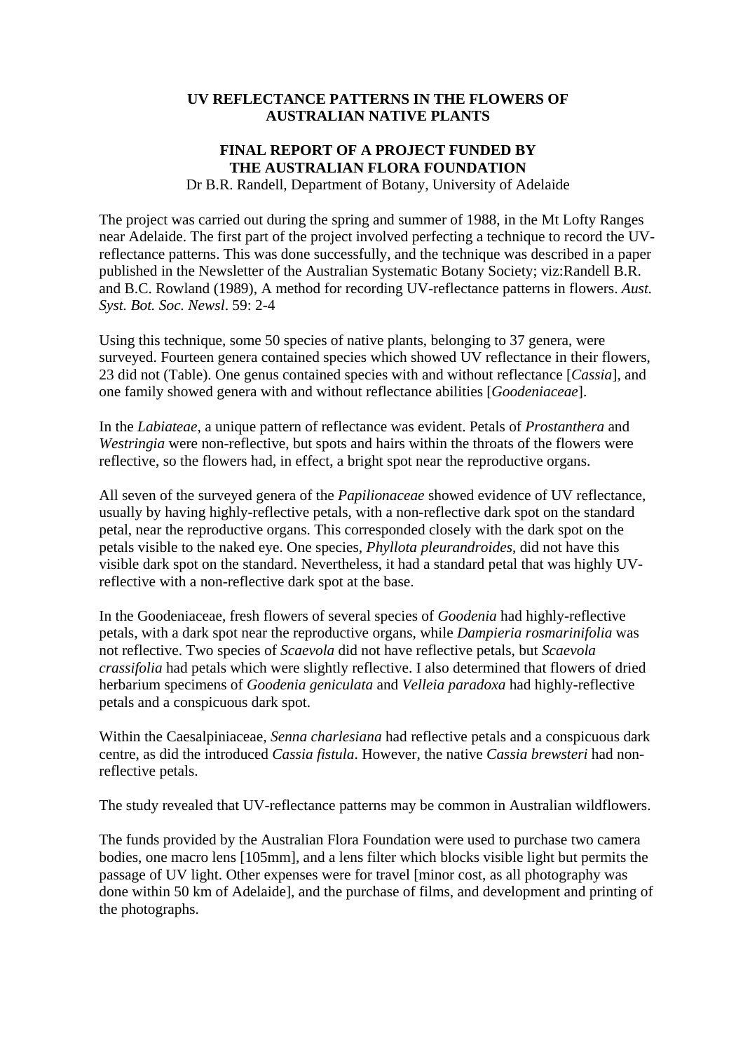# UV REFLECTANCE PATTERNS IN THE FLOWERS OF AUSTRALIAN NATIVE PLANTS

## FINAL REPORT OF A PROJECT FUNDED BY THE AUSTRALIAN FLORA FOUNDATION

Dr B.R. Randell, Department of Botany, University of Adelaide

The project was carried out during the spring and summer of 1988, in the Mt Lofty Ranges near Adelaide. The first part of the project involved perfecting a technique to record the UV-reflectance patterns. This was done successfully, and the technique was described in a paper published in the Newsletter of the Australian Systematic Botany Society; viz:Randell B.R. and B.C. Rowland (1989), A method for recording UV-reflectance patterns in flowers. *Aust. Syst. Bot. Soc. Newsl*. 59: 2-4

Using this technique, some 50 species of native plants, belonging to 37 genera, were surveyed. Fourteen genera contained species which showed UV reflectance in their flowers, 23 did not (Table). One genus contained species with and without reflectance [*Cassia*], and one family showed genera with and without reflectance abilities [*Goodeniaceae*].

In the *Labiateae*, a unique pattern of reflectance was evident. Petals of *Prostanthera* and *Westringia* were non-reflective, but spots and hairs within the throats of the flowers were reflective, so the flowers had, in effect, a bright spot near the reproductive organs.

All seven of the surveyed genera of the *Papilionaceae* showed evidence of UV reflectance, usually by having highly-reflective petals, with a non-reflective dark spot on the standard petal, near the reproductive organs. This corresponded closely with the dark spot on the petals visible to the naked eye. One species, *Phyllota pleurandroides*, did not have this visible dark spot on the standard. Nevertheless, it had a standard petal that was highly UV-reflective with a non-reflective dark spot at the base.

In the Goodeniaceae, fresh flowers of several species of *Goodenia* had highly-reflective petals, with a dark spot near the reproductive organs, while *Dampieria rosmarinifolia* was not reflective. Two species of *Scaevola* did not have reflective petals, but *Scaevola crassifolia* had petals which were slightly reflective. I also determined that flowers of dried herbarium specimens of *Goodenia geniculata* and *Velleia paradoxa* had highly-reflective petals and a conspicuous dark spot.

Within the Caesalpiniaceae, *Senna charlesiana* had reflective petals and a conspicuous dark centre, as did the introduced *Cassia fistula*. However, the native *Cassia brewsteri* had non-reflective petals.

The study revealed that UV-reflectance patterns may be common in Australian wildflowers.

The funds provided by the Australian Flora Foundation were used to purchase two camera bodies, one macro lens [105mm], and a lens filter which blocks visible light but permits the passage of UV light. Other expenses were for travel [minor cost, as all photography was done within 50 km of Adelaide], and the purchase of films, and development and printing of the photographs.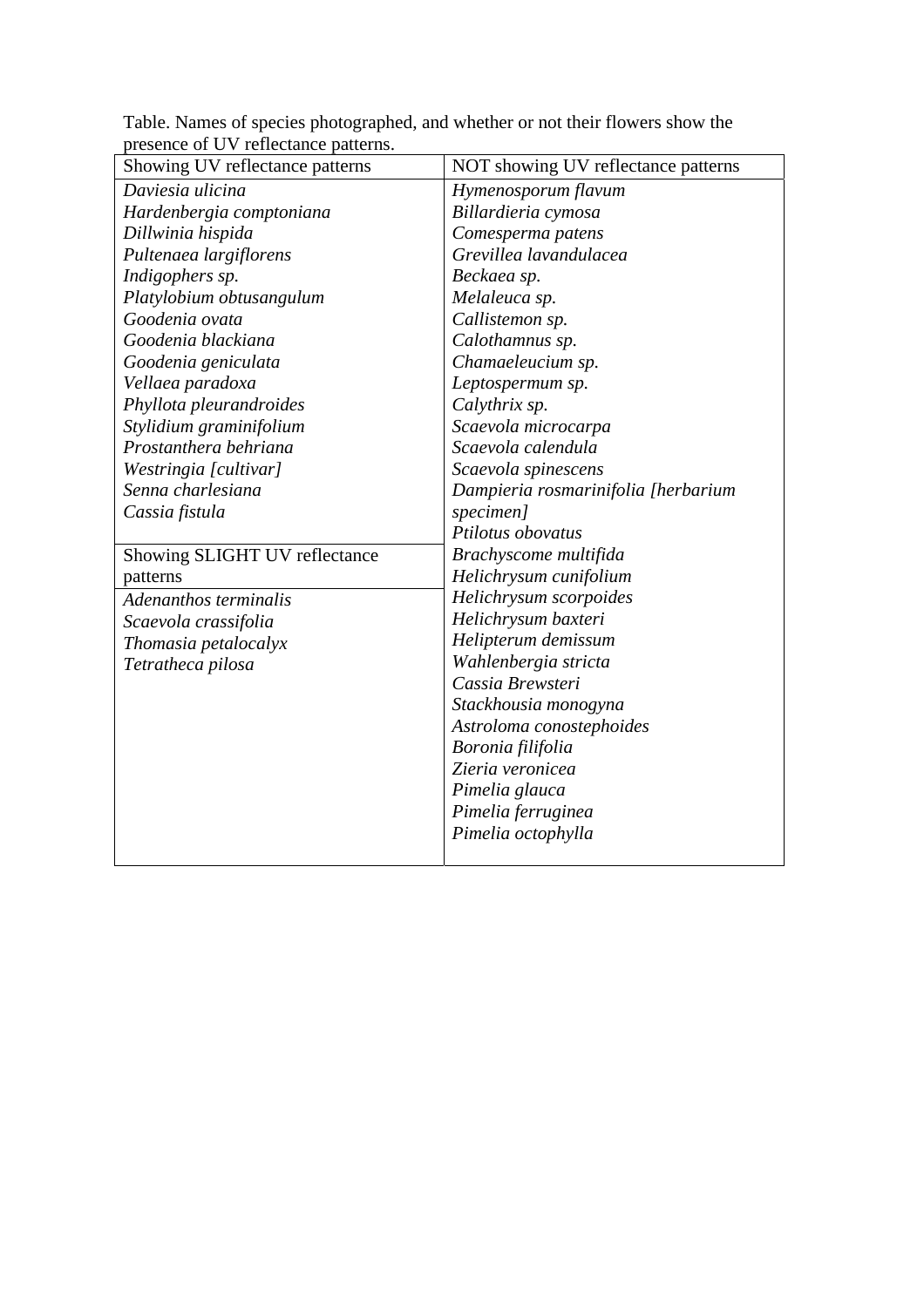Table. Names of species photographed, and whether or not their flowers show the presence of UV reflectance patterns.

| Showing UV reflectance patterns | NOT showing UV reflectance patterns |
|---|---|
| *Daviesia ulicina* | *Hymenosporum flavum* |
| *Hardenbergia comptoniana* | *Billardieria cymosa* |
| *Dillwinia hispida* | *Comesperma patens* |
| *Pultenaea largiflorens* | *Grevillea lavandulacea* |
| *Indigophers sp.* | *Beckaea sp.* |
| *Platylobium obtusangulum* | *Melaleuca sp.* |
| *Goodenia ovata* | *Callistemon sp.* |
| *Goodenia blackiana* | *Calothamnus sp.* |
| *Goodenia geniculata* | *Chamaeleucium sp.* |
| *Vellaea paradoxa* | *Leptospermum sp.* |
| *Phyllota pleurandroides* | *Calythrix sp.* |
| *Stylidium graminifolium* | *Scaevola microcarpa* |
| *Prostanthera behriana* | *Scaevola calendula* |
| *Westringia [cultivar]* | *Scaevola spinescens* |
| *Senna charlesiana* | *Dampieria rosmarinifolia [herbarium specimen]* |
| *Cassia fistula* | *Ptilotus obovatus* |
| Showing SLIGHT UV reflectance patterns | *Brachyscome multifida* |
| *Adenanthos terminalis* | *Helichrysum cunifolium* |
| *Scaevola crassifolia* | *Helichrysum scorpoides* |
| *Thomasia petalocalyx* | *Helichrysum baxteri* |
| *Tetratheca pilosa* | *Helipterum demissum* |
| | *Wahlenbergia stricta* |
| | *Cassia Brewsteri* |
| | *Stackhousia monogyna* |
| | *Astroloma conostephoides* |
| | *Boronia filifolia* |
| | *Zieria veronicea* |
| | *Pimelia glauca* |
| | *Pimelia ferruginea* |
| | *Pimelia octophylla* |